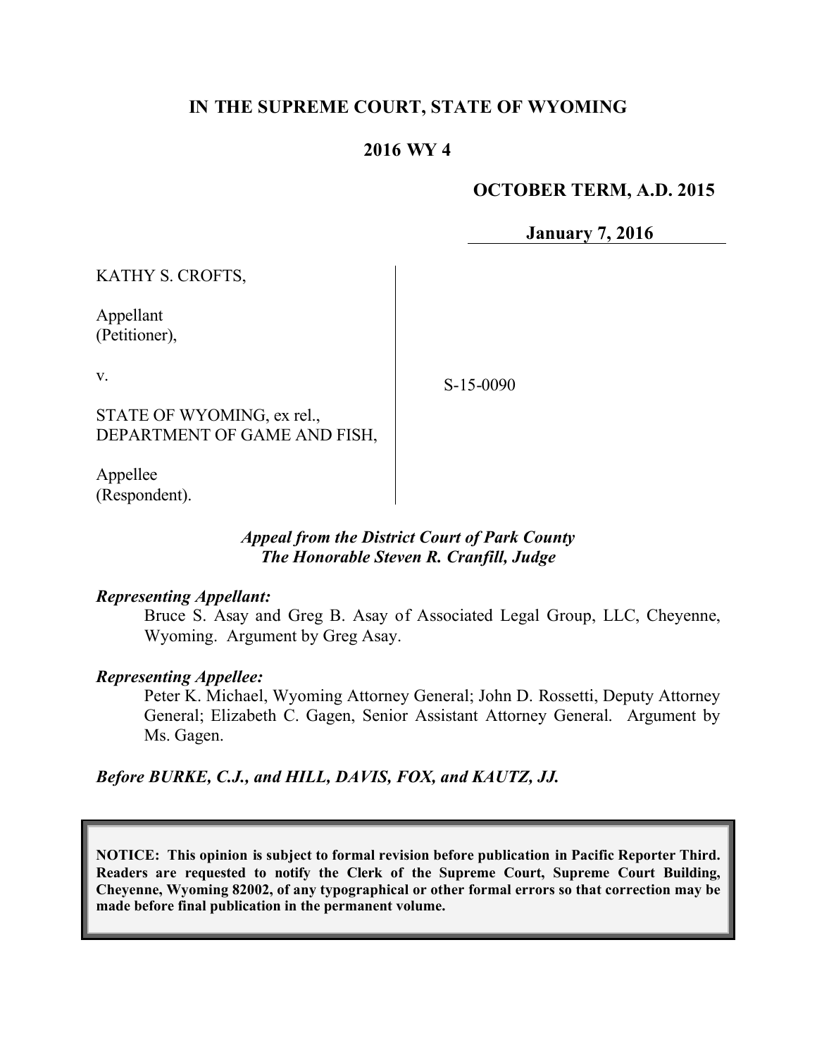**IN THE SUPREME COURT, STATE OF WYOMING**

**2016 WY 4**

**OCTOBER TERM, A.D. 2015**

**January 7, 2016**

KATHY S. CROFTS,

Appellant
(Petitioner),

v.

STATE OF WYOMING, ex rel.,
DEPARTMENT OF GAME AND FISH,

Appellee
(Respondent).

S-15-0090

*Appeal from the District Court of Park County*
*The Honorable Steven R. Cranfill, Judge*

***Representing Appellant:***

Bruce S. Asay and Greg B. Asay of Associated Legal Group, LLC, Cheyenne, Wyoming. Argument by Greg Asay.

***Representing Appellee:***

Peter K. Michael, Wyoming Attorney General; John D. Rossetti, Deputy Attorney General; Elizabeth C. Gagen, Senior Assistant Attorney General. Argument by Ms. Gagen.

***Before BURKE, C.J., and HILL, DAVIS, FOX, and KAUTZ, JJ.***

**NOTICE: This opinion is subject to formal revision before publication in Pacific Reporter Third. Readers are requested to notify the Clerk of the Supreme Court, Supreme Court Building, Cheyenne, Wyoming 82002, of any typographical or other formal errors so that correction may be made before final publication in the permanent volume.**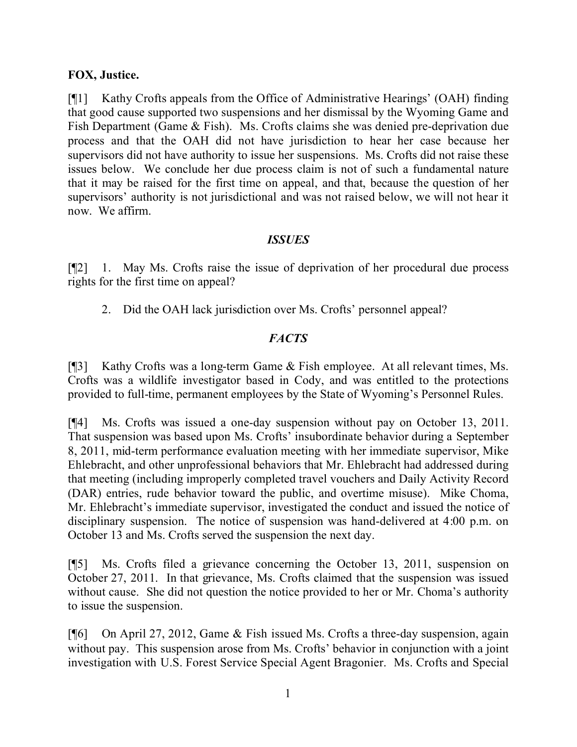**FOX, Justice.**

[¶1] Kathy Crofts appeals from the Office of Administrative Hearings' (OAH) finding that good cause supported two suspensions and her dismissal by the Wyoming Game and Fish Department (Game & Fish). Ms. Crofts claims she was denied pre-deprivation due process and that the OAH did not have jurisdiction to hear her case because her supervisors did not have authority to issue her suspensions. Ms. Crofts did not raise these issues below. We conclude her due process claim is not of such a fundamental nature that it may be raised for the first time on appeal, and that, because the question of her supervisors' authority is not jurisdictional and was not raised below, we will not hear it now. We affirm.

### *ISSUES*

[¶2] 1. May Ms. Crofts raise the issue of deprivation of her procedural due process rights for the first time on appeal?

2. Did the OAH lack jurisdiction over Ms. Crofts' personnel appeal?

### *FACTS*

[¶3] Kathy Crofts was a long-term Game & Fish employee. At all relevant times, Ms. Crofts was a wildlife investigator based in Cody, and was entitled to the protections provided to full-time, permanent employees by the State of Wyoming's Personnel Rules.

[¶4] Ms. Crofts was issued a one-day suspension without pay on October 13, 2011. That suspension was based upon Ms. Crofts' insubordinate behavior during a September 8, 2011, mid-term performance evaluation meeting with her immediate supervisor, Mike Ehlebracht, and other unprofessional behaviors that Mr. Ehlebracht had addressed during that meeting (including improperly completed travel vouchers and Daily Activity Record (DAR) entries, rude behavior toward the public, and overtime misuse). Mike Choma, Mr. Ehlebracht's immediate supervisor, investigated the conduct and issued the notice of disciplinary suspension. The notice of suspension was hand-delivered at 4:00 p.m. on October 13 and Ms. Crofts served the suspension the next day.

[¶5] Ms. Crofts filed a grievance concerning the October 13, 2011, suspension on October 27, 2011. In that grievance, Ms. Crofts claimed that the suspension was issued without cause. She did not question the notice provided to her or Mr. Choma's authority to issue the suspension.

[¶6] On April 27, 2012, Game & Fish issued Ms. Crofts a three-day suspension, again without pay. This suspension arose from Ms. Crofts' behavior in conjunction with a joint investigation with U.S. Forest Service Special Agent Bragonier. Ms. Crofts and Special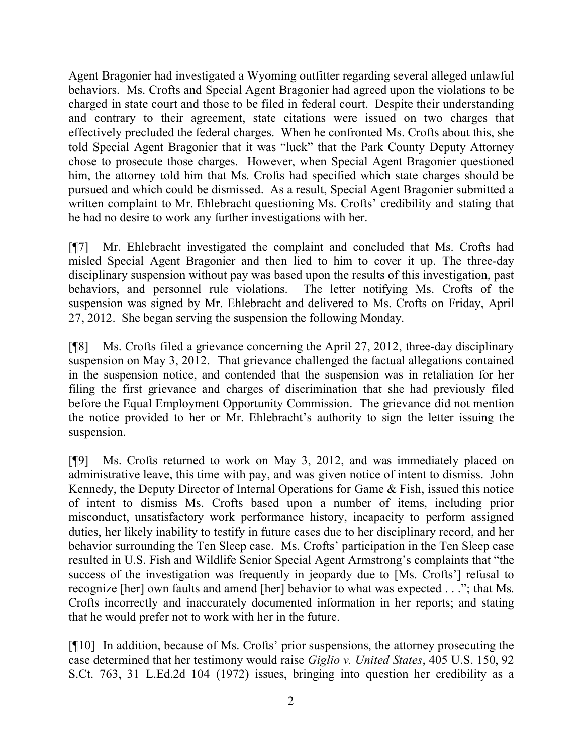Agent Bragonier had investigated a Wyoming outfitter regarding several alleged unlawful behaviors. Ms. Crofts and Special Agent Bragonier had agreed upon the violations to be charged in state court and those to be filed in federal court. Despite their understanding and contrary to their agreement, state citations were issued on two charges that effectively precluded the federal charges. When he confronted Ms. Crofts about this, she told Special Agent Bragonier that it was "luck" that the Park County Deputy Attorney chose to prosecute those charges. However, when Special Agent Bragonier questioned him, the attorney told him that Ms. Crofts had specified which state charges should be pursued and which could be dismissed. As a result, Special Agent Bragonier submitted a written complaint to Mr. Ehlebracht questioning Ms. Crofts' credibility and stating that he had no desire to work any further investigations with her.

[¶7] Mr. Ehlebracht investigated the complaint and concluded that Ms. Crofts had misled Special Agent Bragonier and then lied to him to cover it up. The three-day disciplinary suspension without pay was based upon the results of this investigation, past behaviors, and personnel rule violations. The letter notifying Ms. Crofts of the suspension was signed by Mr. Ehlebracht and delivered to Ms. Crofts on Friday, April 27, 2012. She began serving the suspension the following Monday.

[¶8] Ms. Crofts filed a grievance concerning the April 27, 2012, three-day disciplinary suspension on May 3, 2012. That grievance challenged the factual allegations contained in the suspension notice, and contended that the suspension was in retaliation for her filing the first grievance and charges of discrimination that she had previously filed before the Equal Employment Opportunity Commission. The grievance did not mention the notice provided to her or Mr. Ehlebracht's authority to sign the letter issuing the suspension.

[¶9] Ms. Crofts returned to work on May 3, 2012, and was immediately placed on administrative leave, this time with pay, and was given notice of intent to dismiss. John Kennedy, the Deputy Director of Internal Operations for Game & Fish, issued this notice of intent to dismiss Ms. Crofts based upon a number of items, including prior misconduct, unsatisfactory work performance history, incapacity to perform assigned duties, her likely inability to testify in future cases due to her disciplinary record, and her behavior surrounding the Ten Sleep case. Ms. Crofts' participation in the Ten Sleep case resulted in U.S. Fish and Wildlife Senior Special Agent Armstrong's complaints that "the success of the investigation was frequently in jeopardy due to [Ms. Crofts'] refusal to recognize [her] own faults and amend [her] behavior to what was expected . . ."; that Ms. Crofts incorrectly and inaccurately documented information in her reports; and stating that he would prefer not to work with her in the future.

[¶10] In addition, because of Ms. Crofts' prior suspensions, the attorney prosecuting the case determined that her testimony would raise *Giglio v. United States*, 405 U.S. 150, 92 S.Ct. 763, 31 L.Ed.2d 104 (1972) issues, bringing into question her credibility as a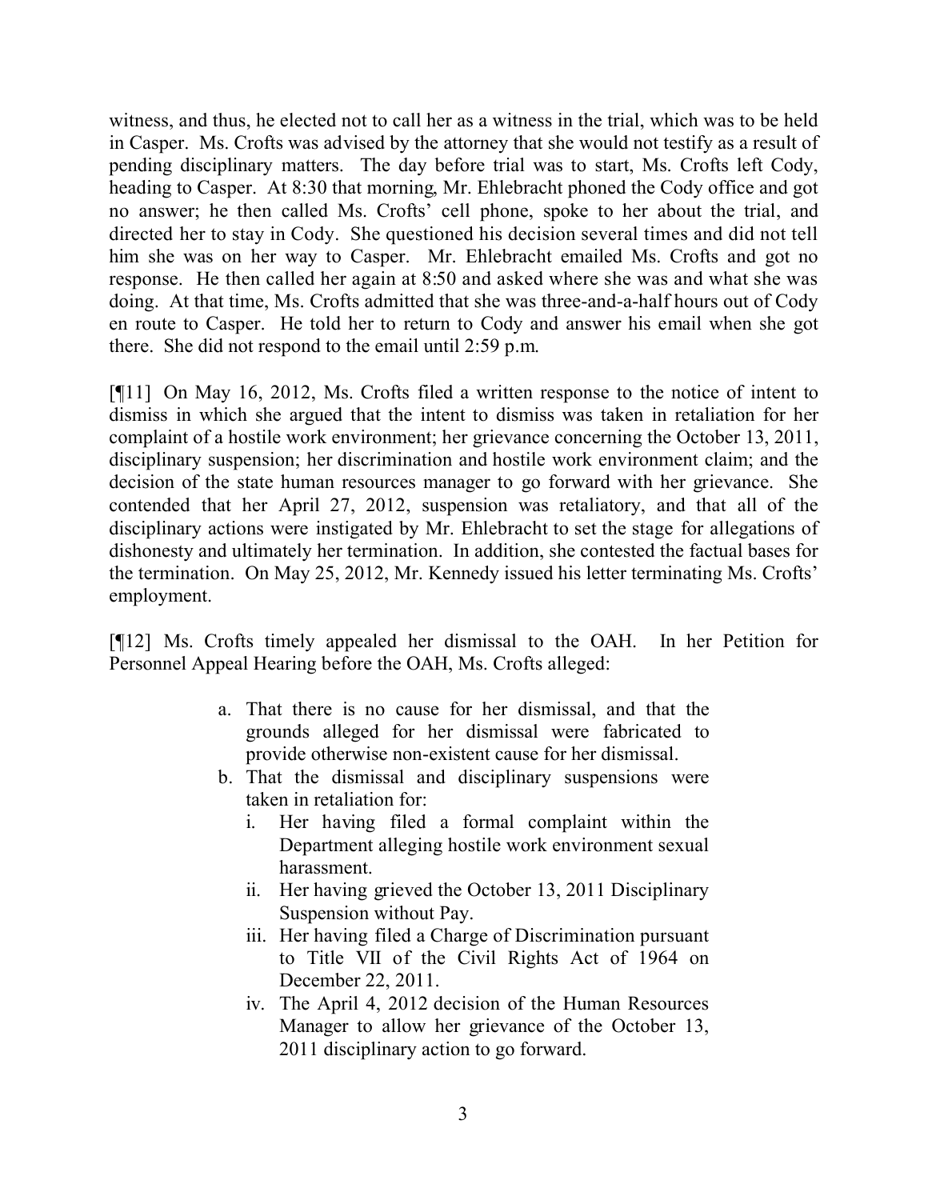witness, and thus, he elected not to call her as a witness in the trial, which was to be held in Casper. Ms. Crofts was advised by the attorney that she would not testify as a result of pending disciplinary matters. The day before trial was to start, Ms. Crofts left Cody, heading to Casper. At 8:30 that morning, Mr. Ehlebracht phoned the Cody office and got no answer; he then called Ms. Crofts' cell phone, spoke to her about the trial, and directed her to stay in Cody. She questioned his decision several times and did not tell him she was on her way to Casper. Mr. Ehlebracht emailed Ms. Crofts and got no response. He then called her again at 8:50 and asked where she was and what she was doing. At that time, Ms. Crofts admitted that she was three-and-a-half hours out of Cody en route to Casper. He told her to return to Cody and answer his email when she got there. She did not respond to the email until 2:59 p.m.

[¶11] On May 16, 2012, Ms. Crofts filed a written response to the notice of intent to dismiss in which she argued that the intent to dismiss was taken in retaliation for her complaint of a hostile work environment; her grievance concerning the October 13, 2011, disciplinary suspension; her discrimination and hostile work environment claim; and the decision of the state human resources manager to go forward with her grievance. She contended that her April 27, 2012, suspension was retaliatory, and that all of the disciplinary actions were instigated by Mr. Ehlebracht to set the stage for allegations of dishonesty and ultimately her termination. In addition, she contested the factual bases for the termination. On May 25, 2012, Mr. Kennedy issued his letter terminating Ms. Crofts' employment.

[¶12] Ms. Crofts timely appealed her dismissal to the OAH. In her Petition for Personnel Appeal Hearing before the OAH, Ms. Crofts alleged:

> a. That there is no cause for her dismissal, and that the grounds alleged for her dismissal were fabricated to provide otherwise non-existent cause for her dismissal.
>
> b. That the dismissal and disciplinary suspensions were taken in retaliation for:
>
>    i. Her having filed a formal complaint within the Department alleging hostile work environment sexual harassment.
>
>    ii. Her having grieved the October 13, 2011 Disciplinary Suspension without Pay.
>
>    iii. Her having filed a Charge of Discrimination pursuant to Title VII of the Civil Rights Act of 1964 on December 22, 2011.
>
>    iv. The April 4, 2012 decision of the Human Resources Manager to allow her grievance of the October 13, 2011 disciplinary action to go forward.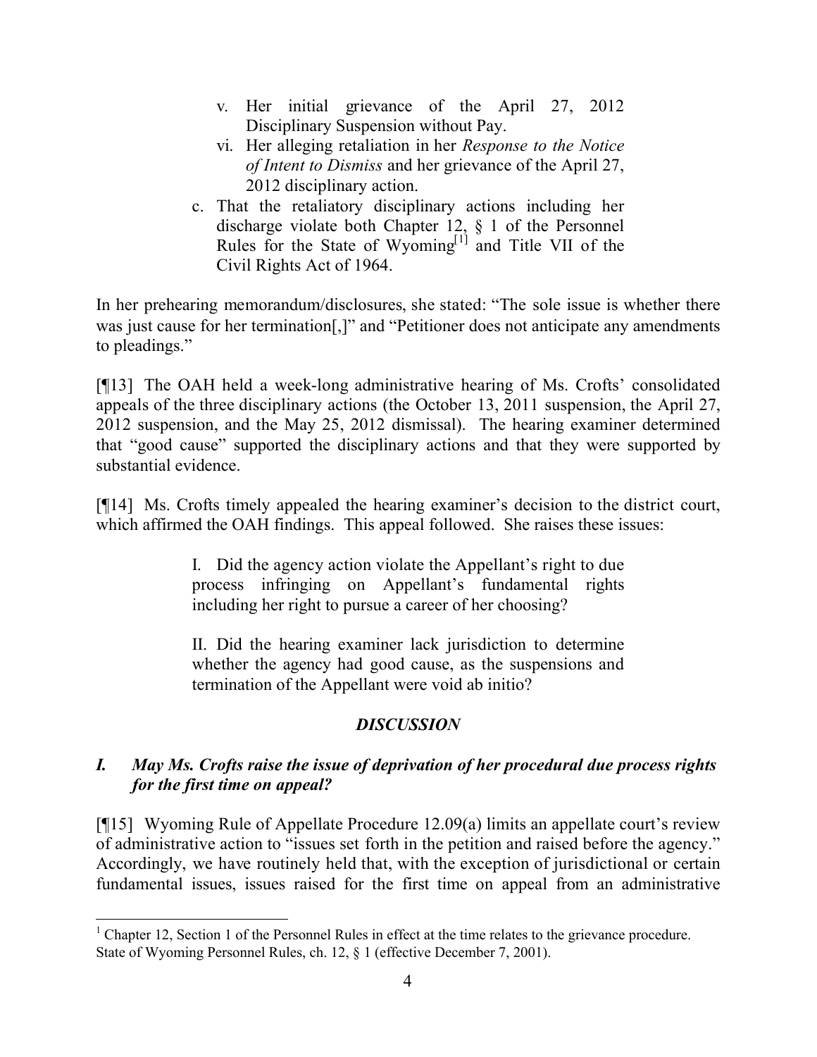v. Her initial grievance of the April 27, 2012 Disciplinary Suspension without Pay.
   vi. Her alleging retaliation in her *Response to the Notice of Intent to Dismiss* and her grievance of the April 27, 2012 disciplinary action.

c. That the retaliatory disciplinary actions including her discharge violate both Chapter 12, § 1 of the Personnel Rules for the State of Wyoming[1] and Title VII of the Civil Rights Act of 1964.

In her prehearing memorandum/disclosures, she stated: "The sole issue is whether there was just cause for her termination[,]" and "Petitioner does not anticipate any amendments to pleadings."

[¶13] The OAH held a week-long administrative hearing of Ms. Crofts' consolidated appeals of the three disciplinary actions (the October 13, 2011 suspension, the April 27, 2012 suspension, and the May 25, 2012 dismissal). The hearing examiner determined that "good cause" supported the disciplinary actions and that they were supported by substantial evidence.

[¶14] Ms. Crofts timely appealed the hearing examiner's decision to the district court, which affirmed the OAH findings. This appeal followed. She raises these issues:

> I. Did the agency action violate the Appellant's right to due process infringing on Appellant's fundamental rights including her right to pursue a career of her choosing?
>
> II. Did the hearing examiner lack jurisdiction to determine whether the agency had good cause, as the suspensions and termination of the Appellant were void ab initio?

## *DISCUSSION*

### *I. May Ms. Crofts raise the issue of deprivation of her procedural due process rights for the first time on appeal?*

[¶15] Wyoming Rule of Appellate Procedure 12.09(a) limits an appellate court's review of administrative action to "issues set forth in the petition and raised before the agency." Accordingly, we have routinely held that, with the exception of jurisdictional or certain fundamental issues, issues raised for the first time on appeal from an administrative

---

[1] Chapter 12, Section 1 of the Personnel Rules in effect at the time relates to the grievance procedure. State of Wyoming Personnel Rules, ch. 12, § 1 (effective December 7, 2001).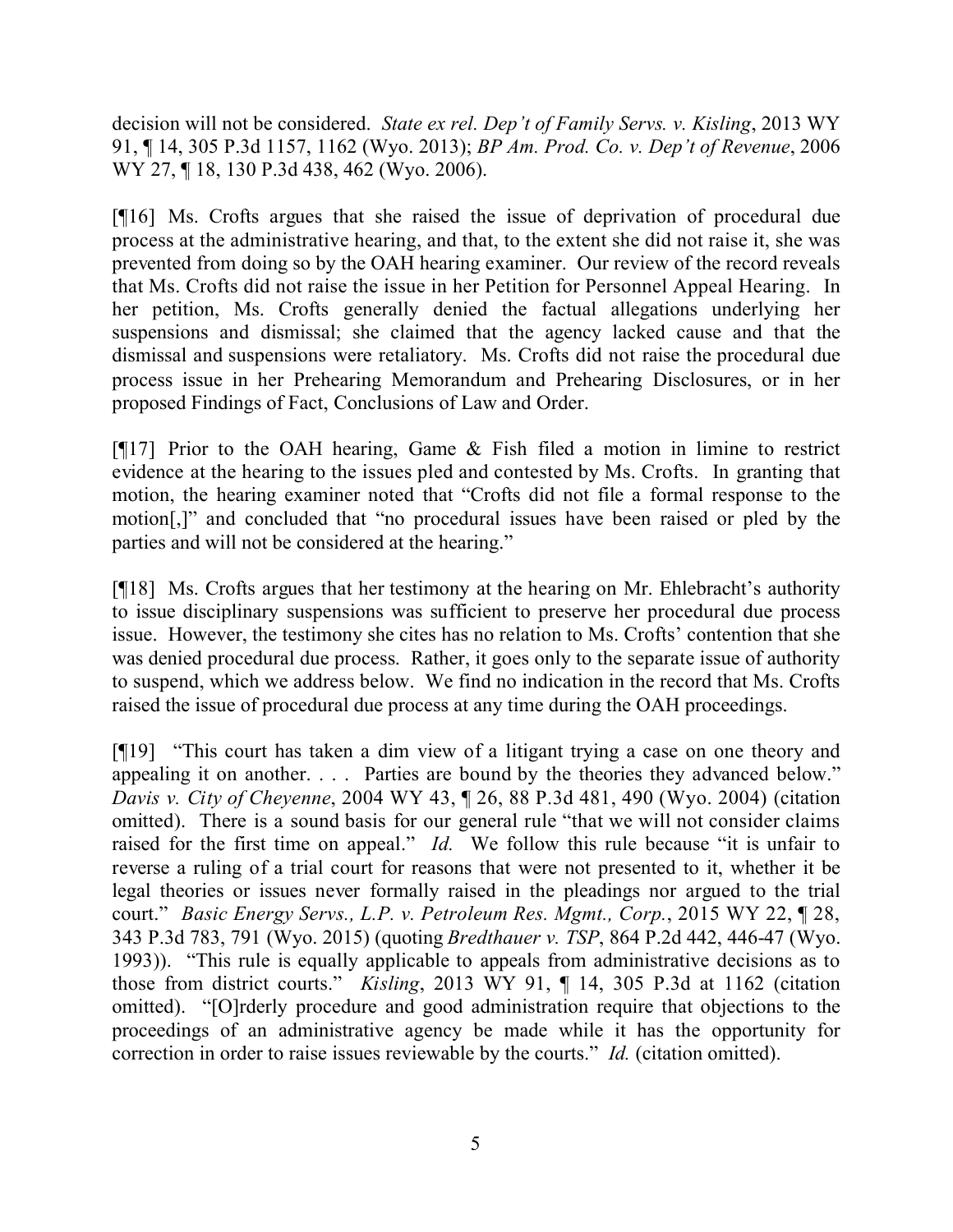decision will not be considered. *State ex rel. Dep't of Family Servs. v. Kisling*, 2013 WY 91, ¶ 14, 305 P.3d 1157, 1162 (Wyo. 2013); *BP Am. Prod. Co. v. Dep't of Revenue*, 2006 WY 27, ¶ 18, 130 P.3d 438, 462 (Wyo. 2006).

[¶16] Ms. Crofts argues that she raised the issue of deprivation of procedural due process at the administrative hearing, and that, to the extent she did not raise it, she was prevented from doing so by the OAH hearing examiner. Our review of the record reveals that Ms. Crofts did not raise the issue in her Petition for Personnel Appeal Hearing. In her petition, Ms. Crofts generally denied the factual allegations underlying her suspensions and dismissal; she claimed that the agency lacked cause and that the dismissal and suspensions were retaliatory. Ms. Crofts did not raise the procedural due process issue in her Prehearing Memorandum and Prehearing Disclosures, or in her proposed Findings of Fact, Conclusions of Law and Order.

[¶17] Prior to the OAH hearing, Game & Fish filed a motion in limine to restrict evidence at the hearing to the issues pled and contested by Ms. Crofts. In granting that motion, the hearing examiner noted that "Crofts did not file a formal response to the motion[,]" and concluded that "no procedural issues have been raised or pled by the parties and will not be considered at the hearing."

[¶18] Ms. Crofts argues that her testimony at the hearing on Mr. Ehlebracht's authority to issue disciplinary suspensions was sufficient to preserve her procedural due process issue. However, the testimony she cites has no relation to Ms. Crofts' contention that she was denied procedural due process. Rather, it goes only to the separate issue of authority to suspend, which we address below. We find no indication in the record that Ms. Crofts raised the issue of procedural due process at any time during the OAH proceedings.

[¶19] "This court has taken a dim view of a litigant trying a case on one theory and appealing it on another. . . . Parties are bound by the theories they advanced below." *Davis v. City of Cheyenne*, 2004 WY 43, ¶ 26, 88 P.3d 481, 490 (Wyo. 2004) (citation omitted). There is a sound basis for our general rule "that we will not consider claims raised for the first time on appeal." *Id.* We follow this rule because "it is unfair to reverse a ruling of a trial court for reasons that were not presented to it, whether it be legal theories or issues never formally raised in the pleadings nor argued to the trial court." *Basic Energy Servs., L.P. v. Petroleum Res. Mgmt., Corp.*, 2015 WY 22, ¶ 28, 343 P.3d 783, 791 (Wyo. 2015) (quoting *Bredthauer v. TSP*, 864 P.2d 442, 446-47 (Wyo. 1993)). "This rule is equally applicable to appeals from administrative decisions as to those from district courts." *Kisling*, 2013 WY 91, ¶ 14, 305 P.3d at 1162 (citation omitted). "[O]rderly procedure and good administration require that objections to the proceedings of an administrative agency be made while it has the opportunity for correction in order to raise issues reviewable by the courts." *Id.* (citation omitted).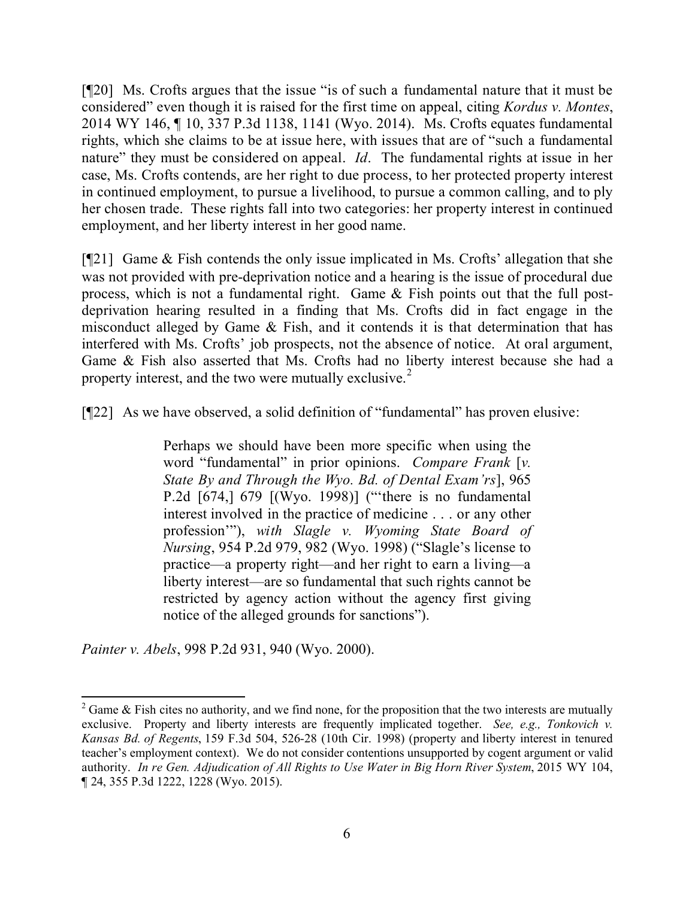[¶20] Ms. Crofts argues that the issue "is of such a fundamental nature that it must be considered" even though it is raised for the first time on appeal, citing *Kordus v. Montes*, 2014 WY 146, ¶ 10, 337 P.3d 1138, 1141 (Wyo. 2014). Ms. Crofts equates fundamental rights, which she claims to be at issue here, with issues that are of "such a fundamental nature" they must be considered on appeal. *Id*. The fundamental rights at issue in her case, Ms. Crofts contends, are her right to due process, to her protected property interest in continued employment, to pursue a livelihood, to pursue a common calling, and to ply her chosen trade. These rights fall into two categories: her property interest in continued employment, and her liberty interest in her good name.

[¶21] Game & Fish contends the only issue implicated in Ms. Crofts' allegation that she was not provided with pre-deprivation notice and a hearing is the issue of procedural due process, which is not a fundamental right. Game & Fish points out that the full post-deprivation hearing resulted in a finding that Ms. Crofts did in fact engage in the misconduct alleged by Game & Fish, and it contends it is that determination that has interfered with Ms. Crofts' job prospects, not the absence of notice. At oral argument, Game & Fish also asserted that Ms. Crofts had no liberty interest because she had a property interest, and the two were mutually exclusive.[2]

[¶22] As we have observed, a solid definition of "fundamental" has proven elusive:

> Perhaps we should have been more specific when using the word "fundamental" in prior opinions. *Compare Frank* [*v. State By and Through the Wyo. Bd. of Dental Exam'rs*], 965 P.2d [674,] 679 [(Wyo. 1998)] ("'there is no fundamental interest involved in the practice of medicine . . . or any other profession'"), *with Slagle v. Wyoming State Board of Nursing*, 954 P.2d 979, 982 (Wyo. 1998) ("Slagle's license to practice—a property right—and her right to earn a living—a liberty interest—are so fundamental that such rights cannot be restricted by agency action without the agency first giving notice of the alleged grounds for sanctions").

*Painter v. Abels*, 998 P.2d 931, 940 (Wyo. 2000).

---

[2] Game & Fish cites no authority, and we find none, for the proposition that the two interests are mutually exclusive. Property and liberty interests are frequently implicated together. *See, e.g., Tonkovich v. Kansas Bd. of Regents*, 159 F.3d 504, 526-28 (10th Cir. 1998) (property and liberty interest in tenured teacher's employment context). We do not consider contentions unsupported by cogent argument or valid authority. *In re Gen. Adjudication of All Rights to Use Water in Big Horn River System*, 2015 WY 104, ¶ 24, 355 P.3d 1222, 1228 (Wyo. 2015).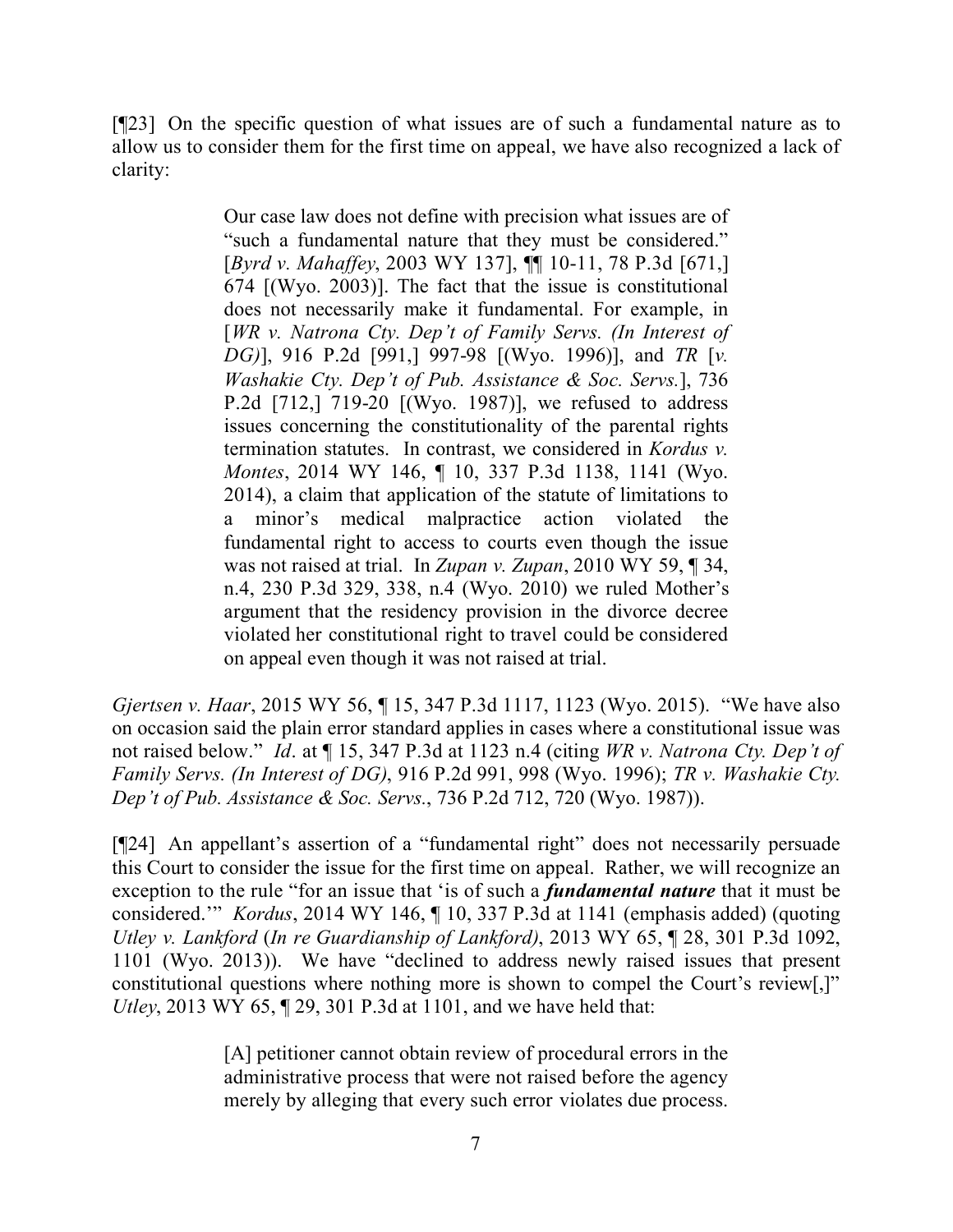[¶23] On the specific question of what issues are of such a fundamental nature as to allow us to consider them for the first time on appeal, we have also recognized a lack of clarity:

> Our case law does not define with precision what issues are of "such a fundamental nature that they must be considered." [*Byrd v. Mahaffey*, 2003 WY 137], ¶¶ 10-11, 78 P.3d [671,] 674 [(Wyo. 2003)]. The fact that the issue is constitutional does not necessarily make it fundamental. For example, in [*WR v. Natrona Cty. Dep't of Family Servs. (In Interest of DG)*], 916 P.2d [991,] 997-98 [(Wyo. 1996)], and *TR* [*v. Washakie Cty. Dep't of Pub. Assistance & Soc. Servs.*], 736 P.2d [712,] 719-20 [(Wyo. 1987)], we refused to address issues concerning the constitutionality of the parental rights termination statutes. In contrast, we considered in *Kordus v. Montes*, 2014 WY 146, ¶ 10, 337 P.3d 1138, 1141 (Wyo. 2014), a claim that application of the statute of limitations to a minor's medical malpractice action violated the fundamental right to access to courts even though the issue was not raised at trial. In *Zupan v. Zupan*, 2010 WY 59, ¶ 34, n.4, 230 P.3d 329, 338, n.4 (Wyo. 2010) we ruled Mother's argument that the residency provision in the divorce decree violated her constitutional right to travel could be considered on appeal even though it was not raised at trial.

*Gjertsen v. Haar*, 2015 WY 56, ¶ 15, 347 P.3d 1117, 1123 (Wyo. 2015). "We have also on occasion said the plain error standard applies in cases where a constitutional issue was not raised below." *Id*. at ¶ 15, 347 P.3d at 1123 n.4 (citing *WR v. Natrona Cty. Dep't of Family Servs. (In Interest of DG)*, 916 P.2d 991, 998 (Wyo. 1996); *TR v. Washakie Cty. Dep't of Pub. Assistance & Soc. Servs.*, 736 P.2d 712, 720 (Wyo. 1987)).

[¶24] An appellant's assertion of a "fundamental right" does not necessarily persuade this Court to consider the issue for the first time on appeal. Rather, we will recognize an exception to the rule "for an issue that 'is of such a ***fundamental nature*** that it must be considered.'" *Kordus*, 2014 WY 146, ¶ 10, 337 P.3d at 1141 (emphasis added) (quoting *Utley v. Lankford* (*In re Guardianship of Lankford)*, 2013 WY 65, ¶ 28, 301 P.3d 1092, 1101 (Wyo. 2013)). We have "declined to address newly raised issues that present constitutional questions where nothing more is shown to compel the Court's review[,]" *Utley*, 2013 WY 65, ¶ 29, 301 P.3d at 1101, and we have held that:

> [A] petitioner cannot obtain review of procedural errors in the administrative process that were not raised before the agency merely by alleging that every such error violates due process.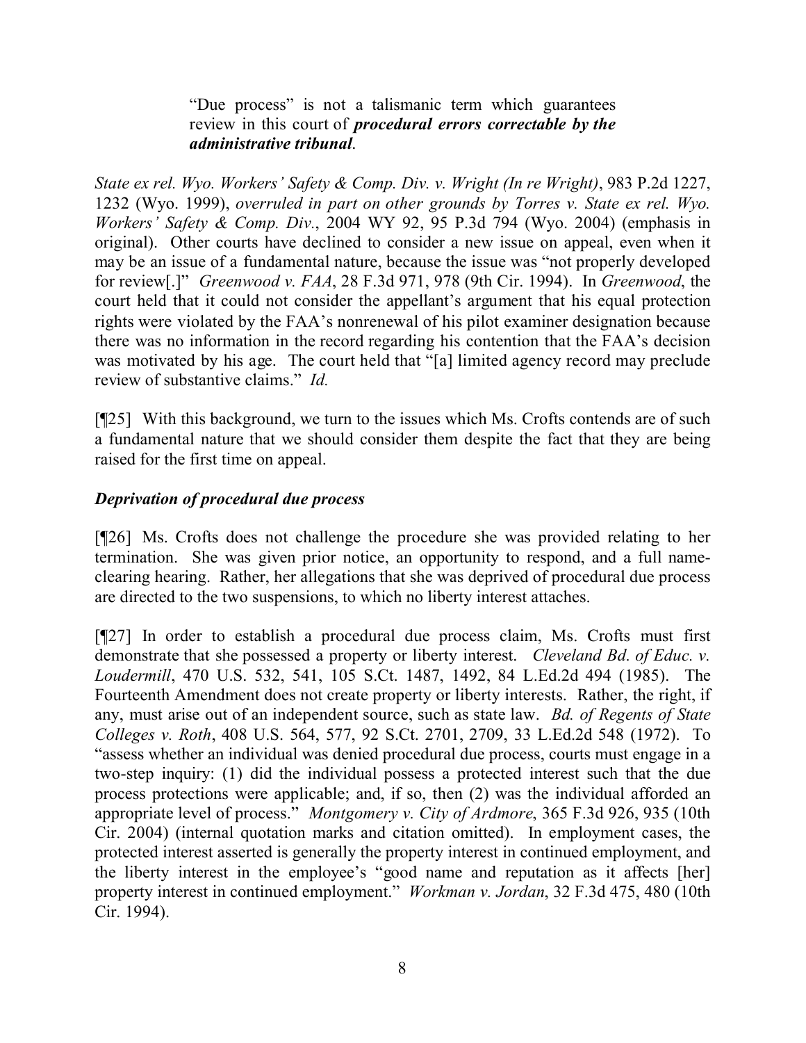> "Due process" is not a talismanic term which guarantees review in this court of ***procedural errors correctable by the administrative tribunal***.

*State ex rel. Wyo. Workers' Safety & Comp. Div. v. Wright (In re Wright)*, 983 P.2d 1227, 1232 (Wyo. 1999), *overruled in part on other grounds by Torres v. State ex rel. Wyo. Workers' Safety & Comp. Div.*, 2004 WY 92, 95 P.3d 794 (Wyo. 2004) (emphasis in original). Other courts have declined to consider a new issue on appeal, even when it may be an issue of a fundamental nature, because the issue was "not properly developed for review[.]" *Greenwood v. FAA*, 28 F.3d 971, 978 (9th Cir. 1994). In *Greenwood*, the court held that it could not consider the appellant's argument that his equal protection rights were violated by the FAA's nonrenewal of his pilot examiner designation because there was no information in the record regarding his contention that the FAA's decision was motivated by his age. The court held that "[a] limited agency record may preclude review of substantive claims." *Id.*

[¶25] With this background, we turn to the issues which Ms. Crofts contends are of such a fundamental nature that we should consider them despite the fact that they are being raised for the first time on appeal.

### *Deprivation of procedural due process*

[¶26] Ms. Crofts does not challenge the procedure she was provided relating to her termination. She was given prior notice, an opportunity to respond, and a full name-clearing hearing. Rather, her allegations that she was deprived of procedural due process are directed to the two suspensions, to which no liberty interest attaches.

[¶27] In order to establish a procedural due process claim, Ms. Crofts must first demonstrate that she possessed a property or liberty interest. *Cleveland Bd. of Educ. v. Loudermill*, 470 U.S. 532, 541, 105 S.Ct. 1487, 1492, 84 L.Ed.2d 494 (1985). The Fourteenth Amendment does not create property or liberty interests. Rather, the right, if any, must arise out of an independent source, such as state law. *Bd. of Regents of State Colleges v. Roth*, 408 U.S. 564, 577, 92 S.Ct. 2701, 2709, 33 L.Ed.2d 548 (1972). To "assess whether an individual was denied procedural due process, courts must engage in a two-step inquiry: (1) did the individual possess a protected interest such that the due process protections were applicable; and, if so, then (2) was the individual afforded an appropriate level of process." *Montgomery v. City of Ardmore*, 365 F.3d 926, 935 (10th Cir. 2004) (internal quotation marks and citation omitted). In employment cases, the protected interest asserted is generally the property interest in continued employment, and the liberty interest in the employee's "good name and reputation as it affects [her] property interest in continued employment." *Workman v. Jordan*, 32 F.3d 475, 480 (10th Cir. 1994).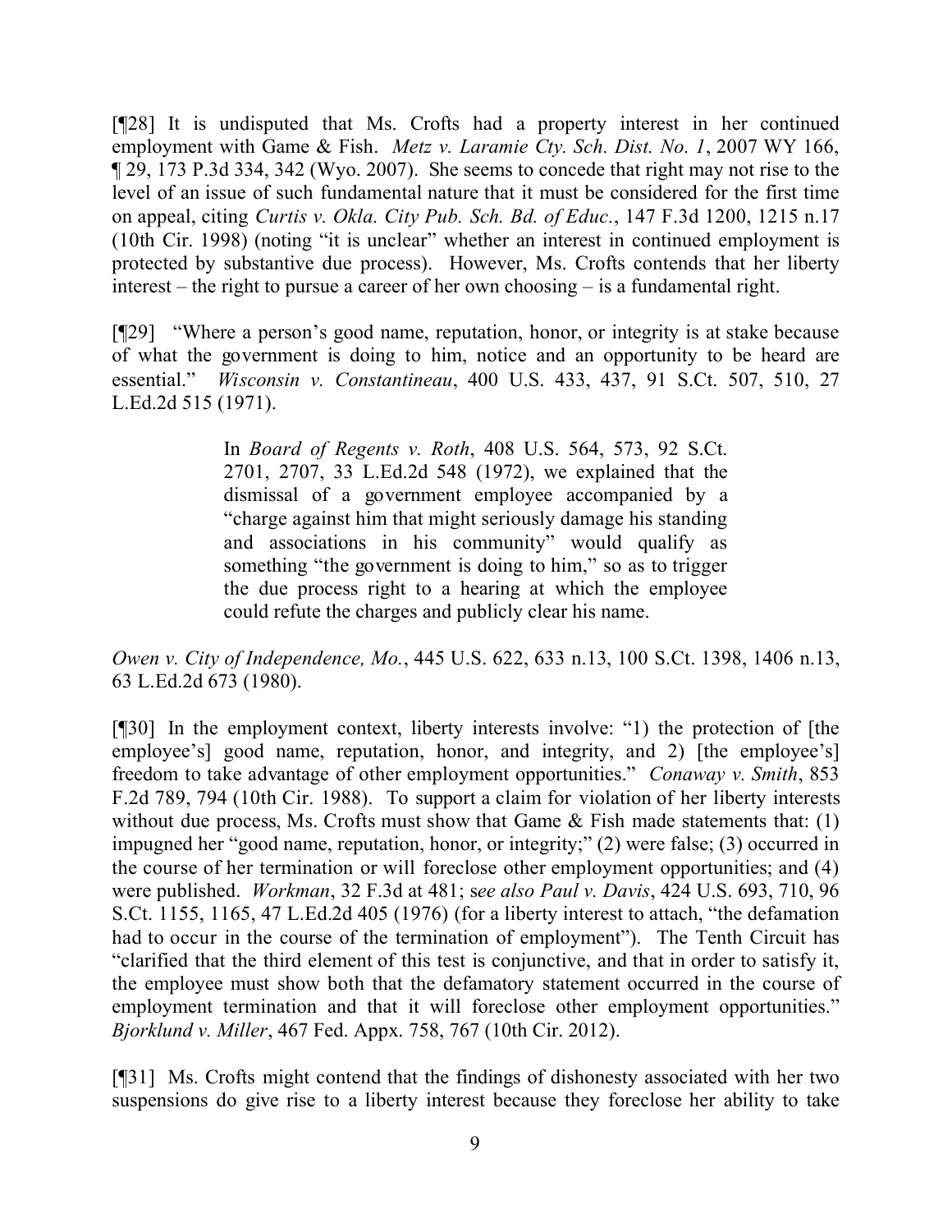[¶28] It is undisputed that Ms. Crofts had a property interest in her continued employment with Game & Fish. *Metz v. Laramie Cty. Sch. Dist. No. 1*, 2007 WY 166, ¶ 29, 173 P.3d 334, 342 (Wyo. 2007). She seems to concede that right may not rise to the level of an issue of such fundamental nature that it must be considered for the first time on appeal, citing *Curtis v. Okla. City Pub. Sch. Bd. of Educ.*, 147 F.3d 1200, 1215 n.17 (10th Cir. 1998) (noting "it is unclear" whether an interest in continued employment is protected by substantive due process). However, Ms. Crofts contends that her liberty interest – the right to pursue a career of her own choosing – is a fundamental right.

[¶29] "Where a person's good name, reputation, honor, or integrity is at stake because of what the government is doing to him, notice and an opportunity to be heard are essential." *Wisconsin v. Constantineau*, 400 U.S. 433, 437, 91 S.Ct. 507, 510, 27 L.Ed.2d 515 (1971).

> In *Board of Regents v. Roth*, 408 U.S. 564, 573, 92 S.Ct. 2701, 2707, 33 L.Ed.2d 548 (1972), we explained that the dismissal of a government employee accompanied by a "charge against him that might seriously damage his standing and associations in his community" would qualify as something "the government is doing to him," so as to trigger the due process right to a hearing at which the employee could refute the charges and publicly clear his name.

*Owen v. City of Independence, Mo.*, 445 U.S. 622, 633 n.13, 100 S.Ct. 1398, 1406 n.13, 63 L.Ed.2d 673 (1980).

[¶30] In the employment context, liberty interests involve: "1) the protection of [the employee's] good name, reputation, honor, and integrity, and 2) [the employee's] freedom to take advantage of other employment opportunities." *Conaway v. Smith*, 853 F.2d 789, 794 (10th Cir. 1988). To support a claim for violation of her liberty interests without due process, Ms. Crofts must show that Game & Fish made statements that: (1) impugned her "good name, reputation, honor, or integrity;" (2) were false; (3) occurred in the course of her termination or will foreclose other employment opportunities; and (4) were published. *Workman*, 32 F.3d at 481; *see also Paul v. Davis*, 424 U.S. 693, 710, 96 S.Ct. 1155, 1165, 47 L.Ed.2d 405 (1976) (for a liberty interest to attach, "the defamation had to occur in the course of the termination of employment"). The Tenth Circuit has "clarified that the third element of this test is conjunctive, and that in order to satisfy it, the employee must show both that the defamatory statement occurred in the course of employment termination and that it will foreclose other employment opportunities." *Bjorklund v. Miller*, 467 Fed. Appx. 758, 767 (10th Cir. 2012).

[¶31] Ms. Crofts might contend that the findings of dishonesty associated with her two suspensions do give rise to a liberty interest because they foreclose her ability to take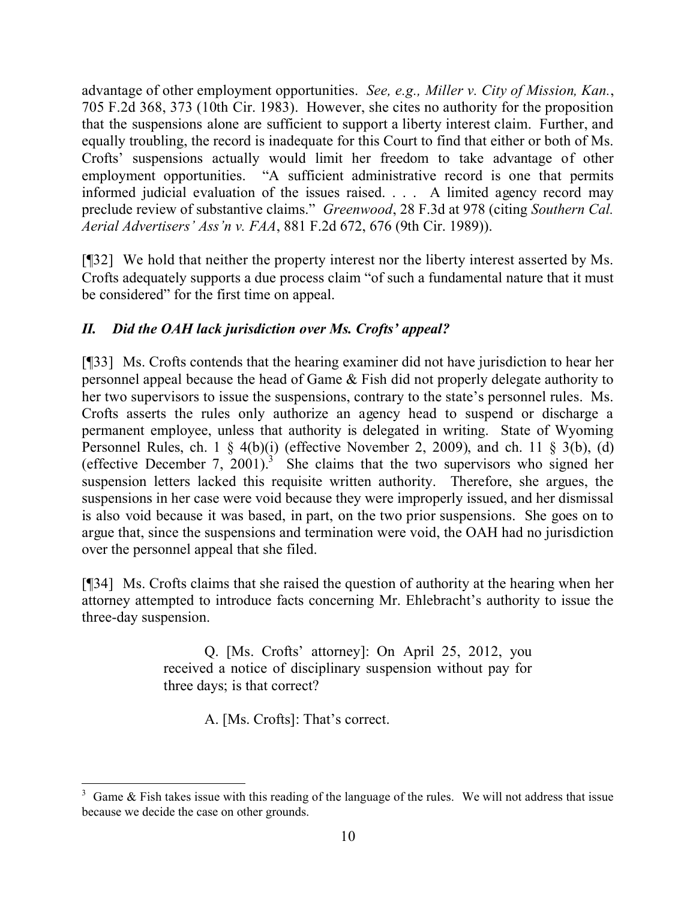advantage of other employment opportunities. *See, e.g., Miller v. City of Mission, Kan.*, 705 F.2d 368, 373 (10th Cir. 1983). However, she cites no authority for the proposition that the suspensions alone are sufficient to support a liberty interest claim. Further, and equally troubling, the record is inadequate for this Court to find that either or both of Ms. Crofts' suspensions actually would limit her freedom to take advantage of other employment opportunities. "A sufficient administrative record is one that permits informed judicial evaluation of the issues raised. . . . A limited agency record may preclude review of substantive claims." *Greenwood*, 28 F.3d at 978 (citing *Southern Cal. Aerial Advertisers' Ass'n v. FAA*, 881 F.2d 672, 676 (9th Cir. 1989)).

[¶32] We hold that neither the property interest nor the liberty interest asserted by Ms. Crofts adequately supports a due process claim "of such a fundamental nature that it must be considered" for the first time on appeal.

### *II. Did the OAH lack jurisdiction over Ms. Crofts' appeal?*

[¶33] Ms. Crofts contends that the hearing examiner did not have jurisdiction to hear her personnel appeal because the head of Game & Fish did not properly delegate authority to her two supervisors to issue the suspensions, contrary to the state's personnel rules. Ms. Crofts asserts the rules only authorize an agency head to suspend or discharge a permanent employee, unless that authority is delegated in writing. State of Wyoming Personnel Rules, ch. 1 § 4(b)(i) (effective November 2, 2009), and ch. 11 § 3(b), (d) (effective December 7, 2001).[3] She claims that the two supervisors who signed her suspension letters lacked this requisite written authority. Therefore, she argues, the suspensions in her case were void because they were improperly issued, and her dismissal is also void because it was based, in part, on the two prior suspensions. She goes on to argue that, since the suspensions and termination were void, the OAH had no jurisdiction over the personnel appeal that she filed.

[¶34] Ms. Crofts claims that she raised the question of authority at the hearing when her attorney attempted to introduce facts concerning Mr. Ehlebracht's authority to issue the three-day suspension.

> Q. [Ms. Crofts' attorney]: On April 25, 2012, you received a notice of disciplinary suspension without pay for three days; is that correct?
>
> A. [Ms. Crofts]: That's correct.

---

[3] Game & Fish takes issue with this reading of the language of the rules. We will not address that issue because we decide the case on other grounds.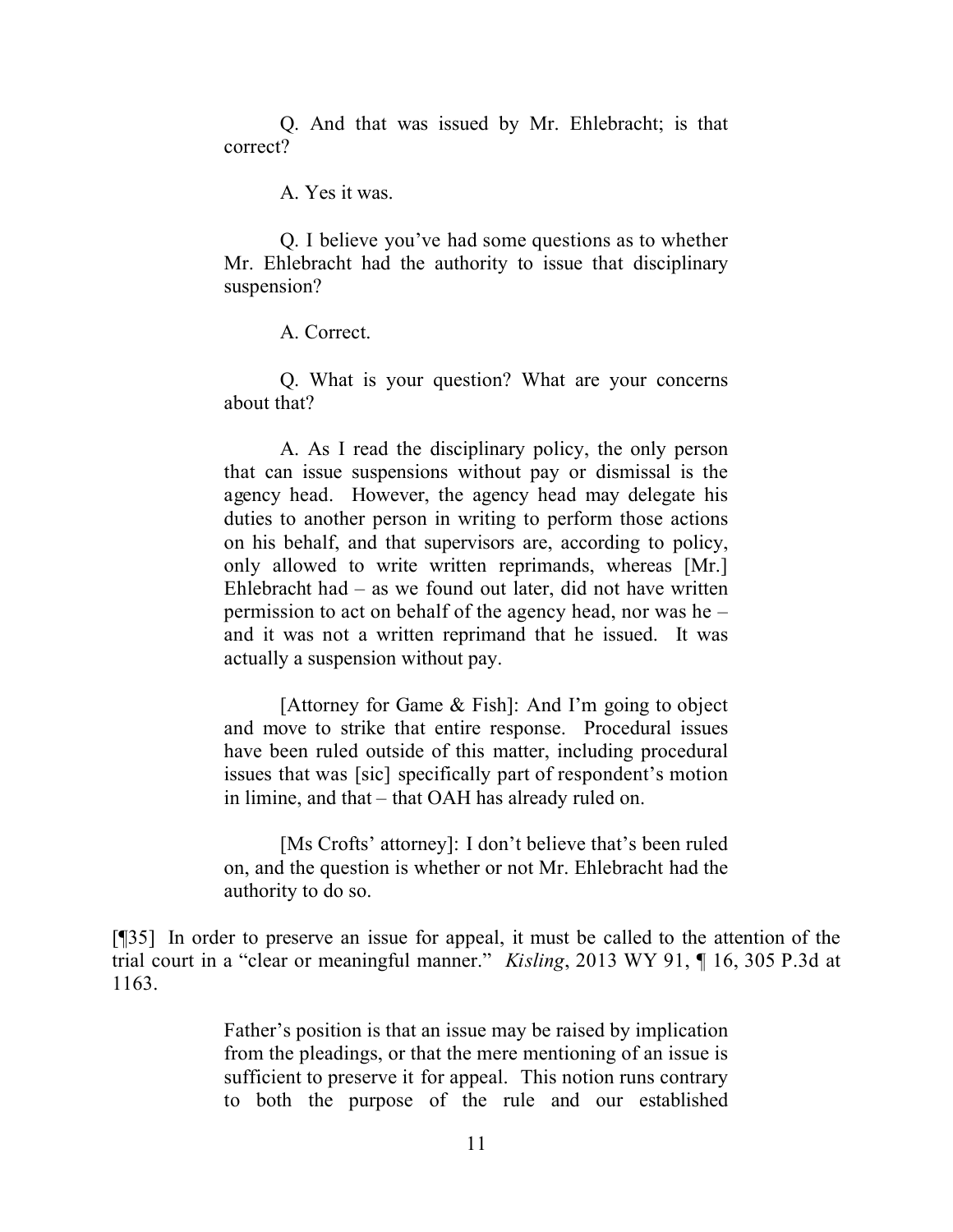> Q. And that was issued by Mr. Ehlebracht; is that correct?
>
> A. Yes it was.
>
> Q. I believe you've had some questions as to whether Mr. Ehlebracht had the authority to issue that disciplinary suspension?
>
> A. Correct.
>
> Q. What is your question? What are your concerns about that?
>
> A. As I read the disciplinary policy, the only person that can issue suspensions without pay or dismissal is the agency head. However, the agency head may delegate his duties to another person in writing to perform those actions on his behalf, and that supervisors are, according to policy, only allowed to write written reprimands, whereas [Mr.] Ehlebracht had – as we found out later, did not have written permission to act on behalf of the agency head, nor was he – and it was not a written reprimand that he issued. It was actually a suspension without pay.
>
> [Attorney for Game & Fish]: And I'm going to object and move to strike that entire response. Procedural issues have been ruled outside of this matter, including procedural issues that was [sic] specifically part of respondent's motion in limine, and that – that OAH has already ruled on.
>
> [Ms Crofts' attorney]: I don't believe that's been ruled on, and the question is whether or not Mr. Ehlebracht had the authority to do so.

[¶35] In order to preserve an issue for appeal, it must be called to the attention of the trial court in a "clear or meaningful manner." *Kisling*, 2013 WY 91, ¶ 16, 305 P.3d at 1163.

> Father's position is that an issue may be raised by implication from the pleadings, or that the mere mentioning of an issue is sufficient to preserve it for appeal. This notion runs contrary to both the purpose of the rule and our established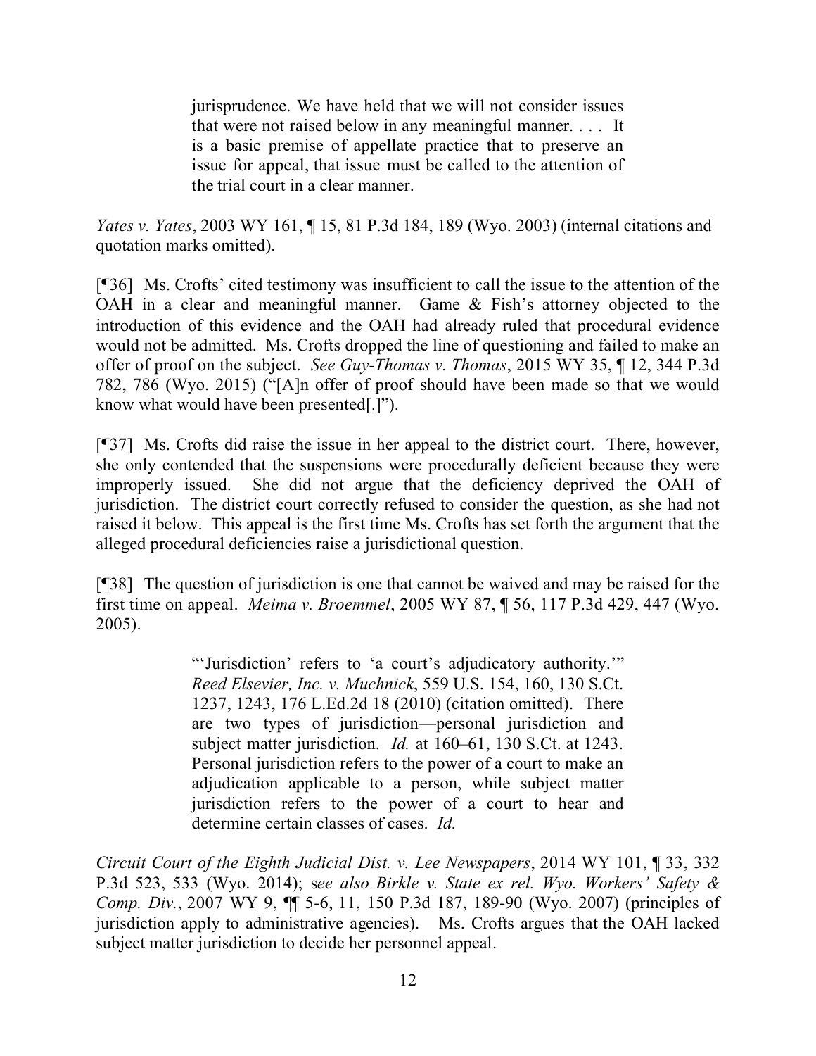> jurisprudence. We have held that we will not consider issues that were not raised below in any meaningful manner. . . . It is a basic premise of appellate practice that to preserve an issue for appeal, that issue must be called to the attention of the trial court in a clear manner.

*Yates v. Yates*, 2003 WY 161, ¶ 15, 81 P.3d 184, 189 (Wyo. 2003) (internal citations and quotation marks omitted).

[¶36] Ms. Crofts' cited testimony was insufficient to call the issue to the attention of the OAH in a clear and meaningful manner. Game & Fish's attorney objected to the introduction of this evidence and the OAH had already ruled that procedural evidence would not be admitted. Ms. Crofts dropped the line of questioning and failed to make an offer of proof on the subject. *See Guy-Thomas v. Thomas*, 2015 WY 35, ¶ 12, 344 P.3d 782, 786 (Wyo. 2015) ("[A]n offer of proof should have been made so that we would know what would have been presented[.]").

[¶37] Ms. Crofts did raise the issue in her appeal to the district court. There, however, she only contended that the suspensions were procedurally deficient because they were improperly issued. She did not argue that the deficiency deprived the OAH of jurisdiction. The district court correctly refused to consider the question, as she had not raised it below. This appeal is the first time Ms. Crofts has set forth the argument that the alleged procedural deficiencies raise a jurisdictional question.

[¶38] The question of jurisdiction is one that cannot be waived and may be raised for the first time on appeal. *Meima v. Broemmel*, 2005 WY 87, ¶ 56, 117 P.3d 429, 447 (Wyo. 2005).

> "'Jurisdiction' refers to 'a court's adjudicatory authority.'" *Reed Elsevier, Inc. v. Muchnick*, 559 U.S. 154, 160, 130 S.Ct. 1237, 1243, 176 L.Ed.2d 18 (2010) (citation omitted). There are two types of jurisdiction—personal jurisdiction and subject matter jurisdiction. *Id.* at 160–61, 130 S.Ct. at 1243. Personal jurisdiction refers to the power of a court to make an adjudication applicable to a person, while subject matter jurisdiction refers to the power of a court to hear and determine certain classes of cases. *Id.*

*Circuit Court of the Eighth Judicial Dist. v. Lee Newspapers*, 2014 WY 101, ¶ 33, 332 P.3d 523, 533 (Wyo. 2014); s*ee also Birkle v. State ex rel. Wyo. Workers' Safety & Comp. Div.*, 2007 WY 9, ¶¶ 5-6, 11, 150 P.3d 187, 189-90 (Wyo. 2007) (principles of jurisdiction apply to administrative agencies). Ms. Crofts argues that the OAH lacked subject matter jurisdiction to decide her personnel appeal.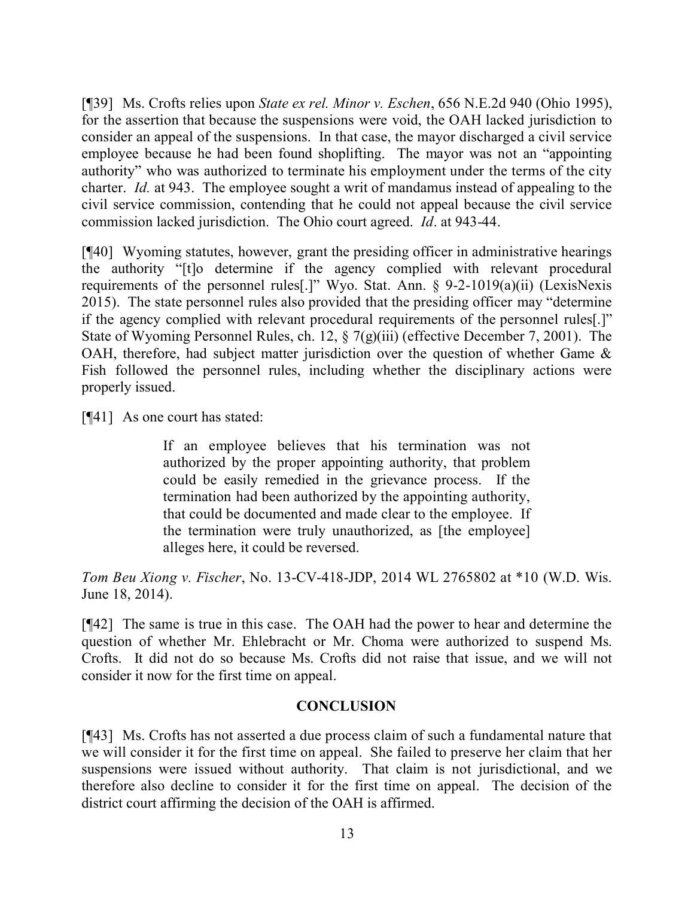[¶39] Ms. Crofts relies upon *State ex rel. Minor v. Eschen*, 656 N.E.2d 940 (Ohio 1995), for the assertion that because the suspensions were void, the OAH lacked jurisdiction to consider an appeal of the suspensions. In that case, the mayor discharged a civil service employee because he had been found shoplifting. The mayor was not an "appointing authority" who was authorized to terminate his employment under the terms of the city charter. *Id.* at 943. The employee sought a writ of mandamus instead of appealing to the civil service commission, contending that he could not appeal because the civil service commission lacked jurisdiction. The Ohio court agreed. *Id*. at 943-44.

[¶40] Wyoming statutes, however, grant the presiding officer in administrative hearings the authority "[t]o determine if the agency complied with relevant procedural requirements of the personnel rules[.]" Wyo. Stat. Ann. § 9-2-1019(a)(ii) (LexisNexis 2015). The state personnel rules also provided that the presiding officer may "determine if the agency complied with relevant procedural requirements of the personnel rules[.]" State of Wyoming Personnel Rules, ch. 12, § 7(g)(iii) (effective December 7, 2001). The OAH, therefore, had subject matter jurisdiction over the question of whether Game & Fish followed the personnel rules, including whether the disciplinary actions were properly issued.

[¶41] As one court has stated:

> If an employee believes that his termination was not authorized by the proper appointing authority, that problem could be easily remedied in the grievance process. If the termination had been authorized by the appointing authority, that could be documented and made clear to the employee. If the termination were truly unauthorized, as [the employee] alleges here, it could be reversed.

*Tom Beu Xiong v. Fischer*, No. 13-CV-418-JDP, 2014 WL 2765802 at *10 (W.D. Wis. June 18, 2014).

[¶42] The same is true in this case. The OAH had the power to hear and determine the question of whether Mr. Ehlebracht or Mr. Choma were authorized to suspend Ms. Crofts. It did not do so because Ms. Crofts did not raise that issue, and we will not consider it now for the first time on appeal.

## CONCLUSION

[¶43] Ms. Crofts has not asserted a due process claim of such a fundamental nature that we will consider it for the first time on appeal. She failed to preserve her claim that her suspensions were issued without authority. That claim is not jurisdictional, and we therefore also decline to consider it for the first time on appeal. The decision of the district court affirming the decision of the OAH is affirmed.